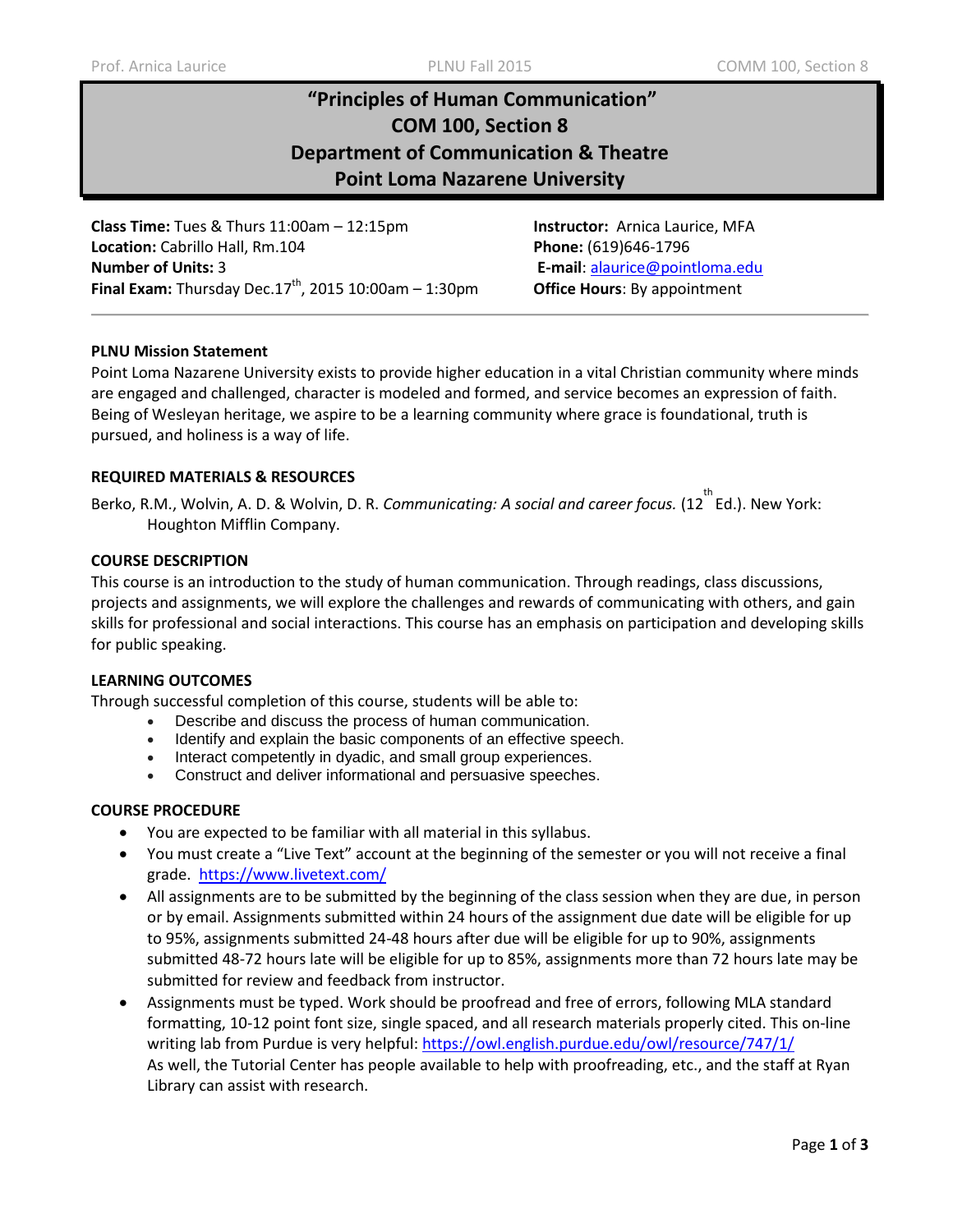# "Principles of Human Communication"
# COM 100, Section 8
# Department of Communication & Theatre
# Point Loma Nazarene University

**Class Time:** Tues & Thurs 11:00am – 12:15pm
**Location:** Cabrillo Hall, Rm.104
**Number of Units:** 3
**Final Exam:** Thursday Dec.17th, 2015 10:00am – 1:30pm

**Instructor:** Arnica Laurice, MFA
**Phone:** (619)646-1796
**E-mail**: alaurice@pointloma.edu
**Office Hours**: By appointment

---

**PLNU Mission Statement**

Point Loma Nazarene University exists to provide higher education in a vital Christian community where minds are engaged and challenged, character is modeled and formed, and service becomes an expression of faith. Being of Wesleyan heritage, we aspire to be a learning community where grace is foundational, truth is pursued, and holiness is a way of life.

**REQUIRED MATERIALS & RESOURCES**

Berko, R.M., Wolvin, A. D. & Wolvin, D. R. *Communicating: A social and career focus.* (12th Ed.). New York: Houghton Mifflin Company.

**COURSE DESCRIPTION**

This course is an introduction to the study of human communication. Through readings, class discussions, projects and assignments, we will explore the challenges and rewards of communicating with others, and gain skills for professional and social interactions. This course has an emphasis on participation and developing skills for public speaking.

**LEARNING OUTCOMES**

Through successful completion of this course, students will be able to:

- Describe and discuss the process of human communication.
- Identify and explain the basic components of an effective speech.
- Interact competently in dyadic, and small group experiences.
- Construct and deliver informational and persuasive speeches.

**COURSE PROCEDURE**

- You are expected to be familiar with all material in this syllabus.
- You must create a "Live Text" account at the beginning of the semester or you will not receive a final grade. https://www.livetext.com/
- All assignments are to be submitted by the beginning of the class session when they are due, in person or by email. Assignments submitted within 24 hours of the assignment due date will be eligible for up to 95%, assignments submitted 24-48 hours after due will be eligible for up to 90%, assignments submitted 48-72 hours late will be eligible for up to 85%, assignments more than 72 hours late may be submitted for review and feedback from instructor.
- Assignments must be typed. Work should be proofread and free of errors, following MLA standard formatting, 10-12 point font size, single spaced, and all research materials properly cited. This on-line writing lab from Purdue is very helpful: https://owl.english.purdue.edu/owl/resource/747/1/
  As well, the Tutorial Center has people available to help with proofreading, etc., and the staff at Ryan Library can assist with research.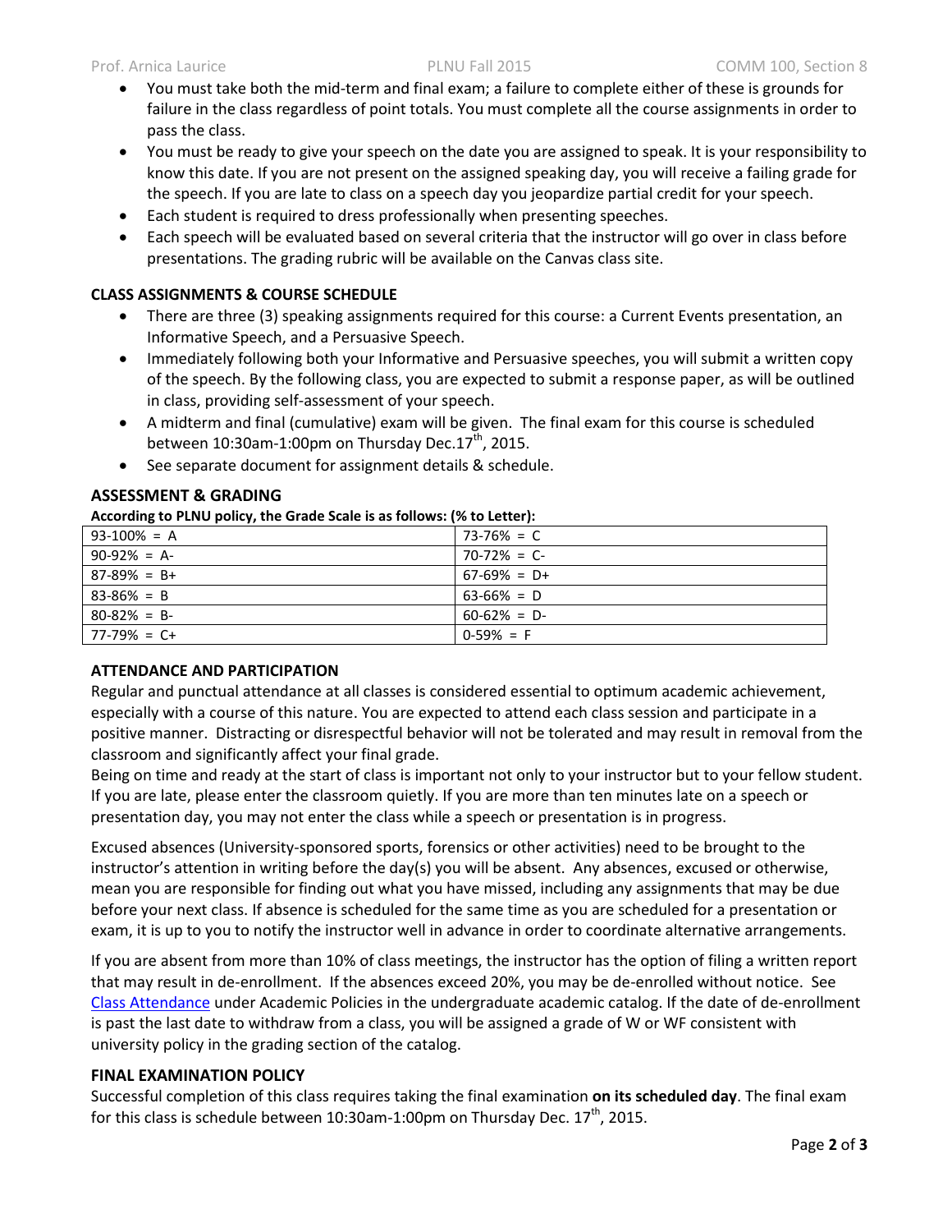- You must take both the mid-term and final exam; a failure to complete either of these is grounds for failure in the class regardless of point totals. You must complete all the course assignments in order to pass the class.
- You must be ready to give your speech on the date you are assigned to speak. It is your responsibility to know this date. If you are not present on the assigned speaking day, you will receive a failing grade for the speech. If you are late to class on a speech day you jeopardize partial credit for your speech.
- Each student is required to dress professionally when presenting speeches.
- Each speech will be evaluated based on several criteria that the instructor will go over in class before presentations. The grading rubric will be available on the Canvas class site.

## CLASS ASSIGNMENTS & COURSE SCHEDULE

- There are three (3) speaking assignments required for this course: a Current Events presentation, an Informative Speech, and a Persuasive Speech.
- Immediately following both your Informative and Persuasive speeches, you will submit a written copy of the speech. By the following class, you are expected to submit a response paper, as will be outlined in class, providing self-assessment of your speech.
- A midterm and final (cumulative) exam will be given. The final exam for this course is scheduled between 10:30am-1:00pm on Thursday Dec.17th, 2015.
- See separate document for assignment details & schedule.

## ASSESSMENT & GRADING

**According to PLNU policy, the Grade Scale is as follows: (% to Letter):**

| | |
|---|---|
| 93-100% = A | 73-76% = C |
| 90-92% = A- | 70-72% = C- |
| 87-89% = B+ | 67-69% = D+ |
| 83-86% = B | 63-66% = D |
| 80-82% = B- | 60-62% = D- |
| 77-79% = C+ | 0-59% = F |

## ATTENDANCE AND PARTICIPATION

Regular and punctual attendance at all classes is considered essential to optimum academic achievement, especially with a course of this nature. You are expected to attend each class session and participate in a positive manner. Distracting or disrespectful behavior will not be tolerated and may result in removal from the classroom and significantly affect your final grade.

Being on time and ready at the start of class is important not only to your instructor but to your fellow student. If you are late, please enter the classroom quietly. If you are more than ten minutes late on a speech or presentation day, you may not enter the class while a speech or presentation is in progress.

Excused absences (University-sponsored sports, forensics or other activities) need to be brought to the instructor's attention in writing before the day(s) you will be absent. Any absences, excused or otherwise, mean you are responsible for finding out what you have missed, including any assignments that may be due before your next class. If absence is scheduled for the same time as you are scheduled for a presentation or exam, it is up to you to notify the instructor well in advance in order to coordinate alternative arrangements.

If you are absent from more than 10% of class meetings, the instructor has the option of filing a written report that may result in de-enrollment. If the absences exceed 20%, you may be de-enrolled without notice. See Class Attendance under Academic Policies in the undergraduate academic catalog. If the date of de-enrollment is past the last date to withdraw from a class, you will be assigned a grade of W or WF consistent with university policy in the grading section of the catalog.

## FINAL EXAMINATION POLICY

Successful completion of this class requires taking the final examination **on its scheduled day**. The final exam for this class is schedule between 10:30am-1:00pm on Thursday Dec. 17th, 2015.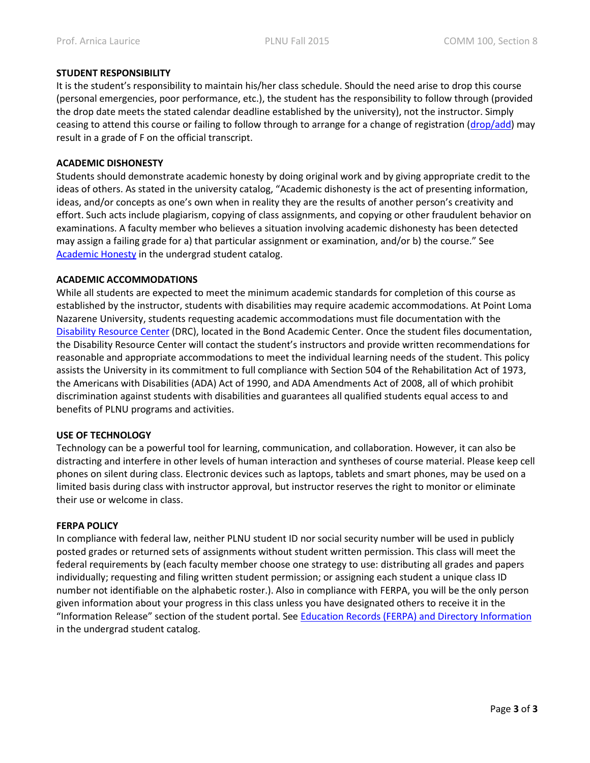**STUDENT RESPONSIBILITY**

It is the student's responsibility to maintain his/her class schedule. Should the need arise to drop this course (personal emergencies, poor performance, etc.), the student has the responsibility to follow through (provided the drop date meets the stated calendar deadline established by the university), not the instructor. Simply ceasing to attend this course or failing to follow through to arrange for a change of registration (drop/add) may result in a grade of F on the official transcript.

**ACADEMIC DISHONESTY**

Students should demonstrate academic honesty by doing original work and by giving appropriate credit to the ideas of others. As stated in the university catalog, "Academic dishonesty is the act of presenting information, ideas, and/or concepts as one's own when in reality they are the results of another person's creativity and effort. Such acts include plagiarism, copying of class assignments, and copying or other fraudulent behavior on examinations. A faculty member who believes a situation involving academic dishonesty has been detected may assign a failing grade for a) that particular assignment or examination, and/or b) the course." See Academic Honesty in the undergrad student catalog.

**ACADEMIC ACCOMMODATIONS**

While all students are expected to meet the minimum academic standards for completion of this course as established by the instructor, students with disabilities may require academic accommodations. At Point Loma Nazarene University, students requesting academic accommodations must file documentation with the Disability Resource Center (DRC), located in the Bond Academic Center. Once the student files documentation, the Disability Resource Center will contact the student's instructors and provide written recommendations for reasonable and appropriate accommodations to meet the individual learning needs of the student. This policy assists the University in its commitment to full compliance with Section 504 of the Rehabilitation Act of 1973, the Americans with Disabilities (ADA) Act of 1990, and ADA Amendments Act of 2008, all of which prohibit discrimination against students with disabilities and guarantees all qualified students equal access to and benefits of PLNU programs and activities.

**USE OF TECHNOLOGY**

Technology can be a powerful tool for learning, communication, and collaboration. However, it can also be distracting and interfere in other levels of human interaction and syntheses of course material. Please keep cell phones on silent during class. Electronic devices such as laptops, tablets and smart phones, may be used on a limited basis during class with instructor approval, but instructor reserves the right to monitor or eliminate their use or welcome in class.

**FERPA POLICY**

In compliance with federal law, neither PLNU student ID nor social security number will be used in publicly posted grades or returned sets of assignments without student written permission. This class will meet the federal requirements by (each faculty member choose one strategy to use: distributing all grades and papers individually; requesting and filing written student permission; or assigning each student a unique class ID number not identifiable on the alphabetic roster.). Also in compliance with FERPA, you will be the only person given information about your progress in this class unless you have designated others to receive it in the "Information Release" section of the student portal. See Education Records (FERPA) and Directory Information in the undergrad student catalog.